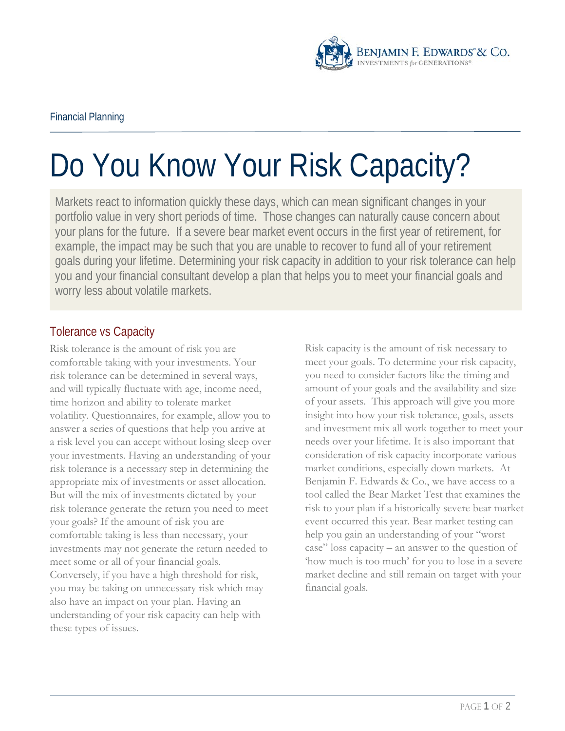Financial Planning

# Do You Know Your Risk Capacity?

Markets react to information quickly these days, which can mean significant changes in your portfolio value in very short periods of time. Those changes can naturally cause concern about your plans for the future. If a severe bear market event occurs in the first year of retirement, for example, the impact may be such that you are unable to recover to fund all of your retirement goals during your lifetime. Determining your risk capacity in addition to your risk tolerance can help you and your financial consultant develop a plan that helps you to meet your financial goals and worry less about volatile markets.

## Tolerance vs Capacity

Risk tolerance is the amount of risk you are comfortable taking with your investments. Your risk tolerance can be determined in several ways, and will typically fluctuate with age, income need, time horizon and ability to tolerate market volatility. Questionnaires, for example, allow you to answer a series of questions that help you arrive at a risk level you can accept without losing sleep over your investments. Having an understanding of your risk tolerance is a necessary step in determining the appropriate mix of investments or asset allocation. But will the mix of investments dictated by your risk tolerance generate the return you need to meet your goals? If the amount of risk you are comfortable taking is less than necessary, your investments may not generate the return needed to meet some or all of your financial goals. Conversely, if you have a high threshold for risk, you may be taking on unnecessary risk which may also have an impact on your plan. Having an understanding of your risk capacity can help with these types of issues.

Risk capacity is the amount of risk necessary to meet your goals. To determine your risk capacity, you need to consider factors like the timing and amount of your goals and the availability and size of your assets. This approach will give you more insight into how your risk tolerance, goals, assets and investment mix all work together to meet your needs over your lifetime. It is also important that consideration of risk capacity incorporate various market conditions, especially down markets. At Benjamin F. Edwards & Co., we have access to a tool called the Bear Market Test that examines the risk to your plan if a historically severe bear market event occurred this year. Bear market testing can help you gain an understanding of your "worst case" loss capacity – an answer to the question of 'how much is too much' for you to lose in a severe market decline and still remain on target with your financial goals.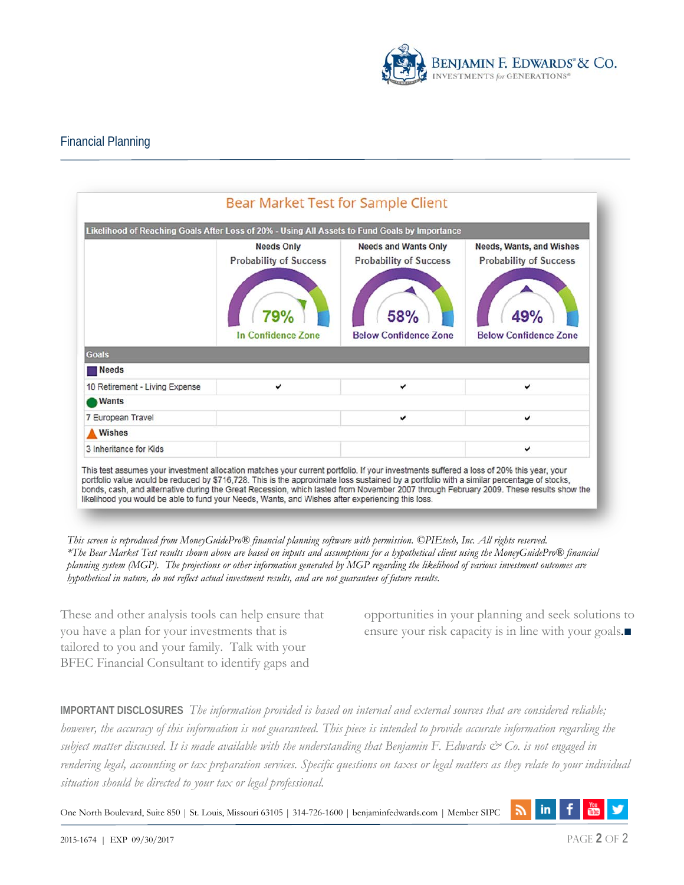## Financial Planning

### Bear Market Test for Sample Client

**Likelihood of Reaching Goals After Loss of 20% - Using All Assets to Fund Goals by Importance**

| | Needs Only<br>Probability of Success | Needs and Wants Only<br>Probability of Success | Needs, Wants, and Wishes<br>Probability of Success |
|---|---|---|---|
| | 79%<br>In Confidence Zone | 58%<br>Below Confidence Zone | 49%<br>Below Confidence Zone |
| **Goals** | | | |
| **Needs** | | | |
| 10 Retirement - Living Expense | ✔ | ✔ | ✔ |
| **Wants** | | | |
| 7 European Travel | | ✔ | ✔ |
| **Wishes** | | | |
| 3 Inheritance for Kids | | | ✔ |

This test assumes your investment allocation matches your current portfolio. If your investments suffered a loss of 20% this year, your portfolio value would be reduced by $716,728. This is the approximate loss sustained by a portfolio with a similar percentage of stocks, bonds, cash, and alternative during the Great Recession, which lasted from November 2007 through February 2009. These results show the likelihood you would be able to fund your Needs, Wants, and Wishes after experiencing this loss.

*This screen is reproduced from MoneyGuidePro® financial planning software with permission. ©PIEtech, Inc. All rights reserved.*
**The Bear Market Test results shown above are based on inputs and assumptions for a hypothetical client using the MoneyGuidePro® financial planning system (MGP). The projections or other information generated by MGP regarding the likelihood of various investment outcomes are hypothetical in nature, do not reflect actual investment results, and are not guarantees of future results.*

These and other analysis tools can help ensure that you have a plan for your investments that is tailored to you and your family. Talk with your BFEC Financial Consultant to identify gaps and opportunities in your planning and seek solutions to ensure your risk capacity is in line with your goals.■

**IMPORTANT DISCLOSURES** *The information provided is based on internal and external sources that are considered reliable; however, the accuracy of this information is not guaranteed. This piece is intended to provide accurate information regarding the subject matter discussed. It is made available with the understanding that Benjamin F. Edwards & Co. is not engaged in rendering legal, accounting or tax preparation services. Specific questions on taxes or legal matters as they relate to your individual situation should be directed to your tax or legal professional.*

One North Boulevard, Suite 850 | St. Louis, Missouri 63105 | 314-726-1600 | benjaminfedwards.com | Member SIPC

2015-1674 | EXP 09/30/2017